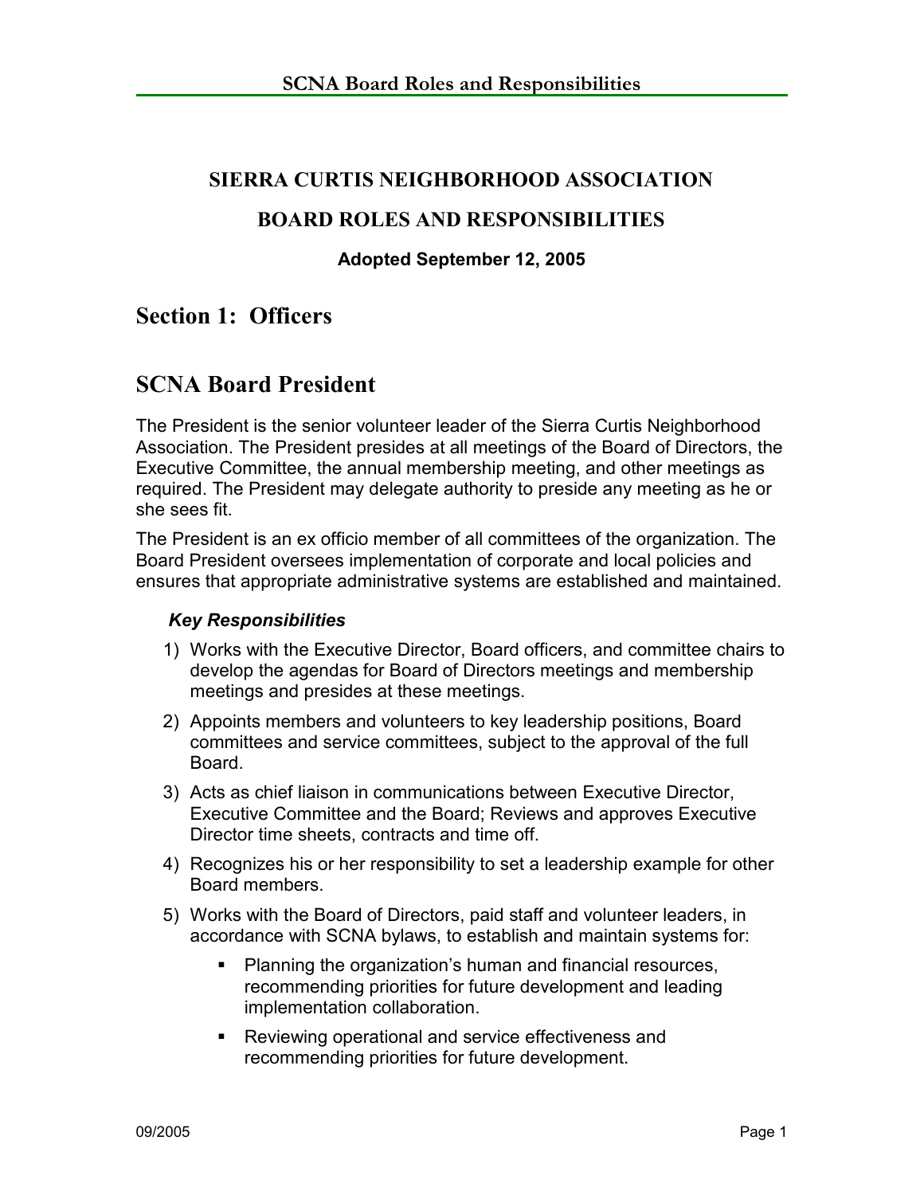# SIERRA CURTIS NEIGHBORHOOD ASSOCIATION

# BOARD ROLES AND RESPONSIBILITIES

**Adopted September 12, 2005**

## Section 1: Officers

## SCNA Board President

The President is the senior volunteer leader of the Sierra Curtis Neighborhood Association. The President presides at all meetings of the Board of Directors, the Executive Committee, the annual membership meeting, and other meetings as required. The President may delegate authority to preside any meeting as he or she sees fit.

The President is an ex officio member of all committees of the organization. The Board President oversees implementation of corporate and local policies and ensures that appropriate administrative systems are established and maintained.

***Key Responsibilities***

1) Works with the Executive Director, Board officers, and committee chairs to develop the agendas for Board of Directors meetings and membership meetings and presides at these meetings.
2) Appoints members and volunteers to key leadership positions, Board committees and service committees, subject to the approval of the full Board.
3) Acts as chief liaison in communications between Executive Director, Executive Committee and the Board; Reviews and approves Executive Director time sheets, contracts and time off.
4) Recognizes his or her responsibility to set a leadership example for other Board members.
5) Works with the Board of Directors, paid staff and volunteer leaders, in accordance with SCNA bylaws, to establish and maintain systems for:
   - Planning the organization's human and financial resources, recommending priorities for future development and leading implementation collaboration.
   - Reviewing operational and service effectiveness and recommending priorities for future development.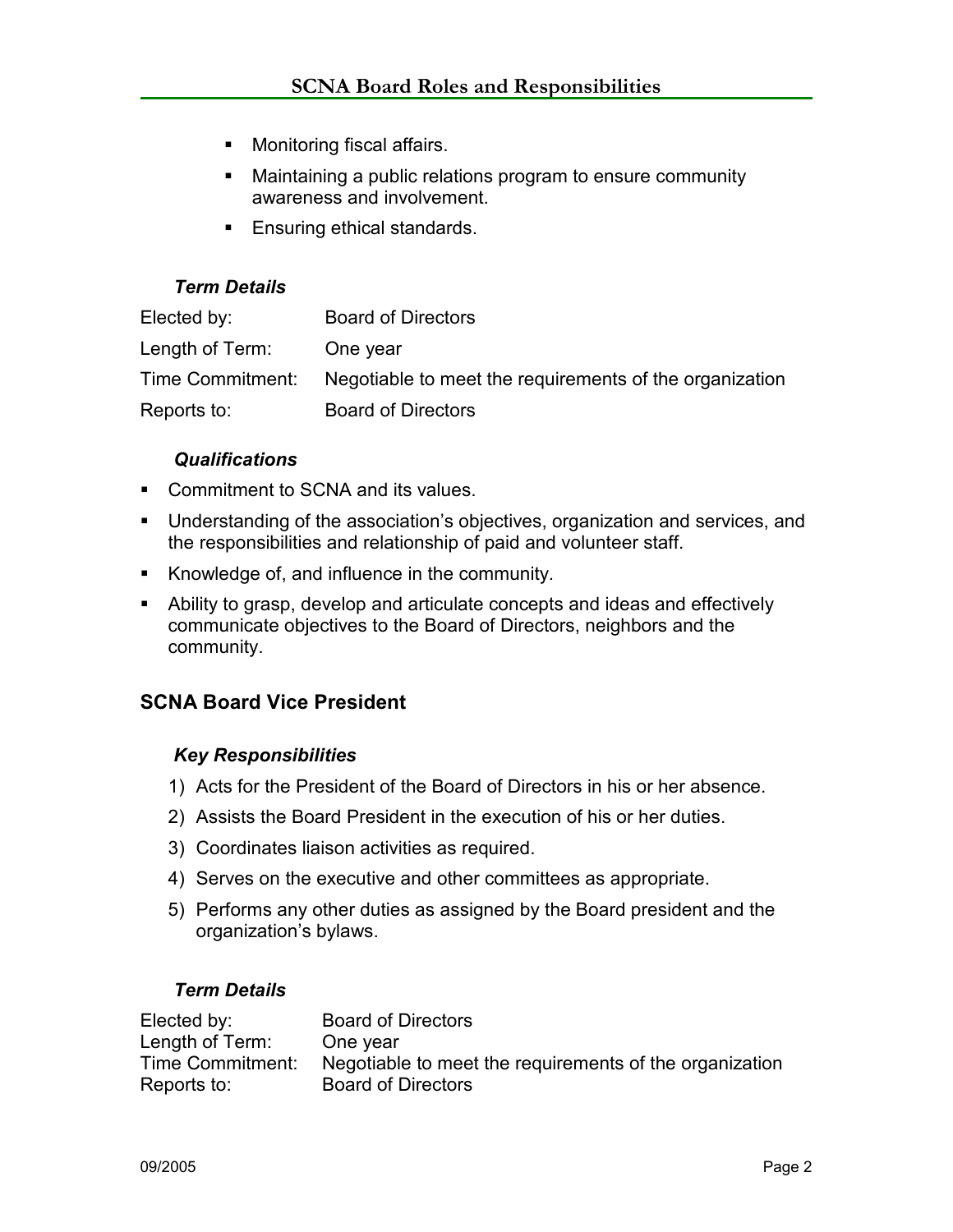- Monitoring fiscal affairs.
- Maintaining a public relations program to ensure community awareness and involvement.
- Ensuring ethical standards.

### *Term Details*

| | |
|---|---|
| Elected by: | Board of Directors |
| Length of Term: | One year |
| Time Commitment: | Negotiable to meet the requirements of the organization |
| Reports to: | Board of Directors |

### *Qualifications*

- Commitment to SCNA and its values.
- Understanding of the association's objectives, organization and services, and the responsibilities and relationship of paid and volunteer staff.
- Knowledge of, and influence in the community.
- Ability to grasp, develop and articulate concepts and ideas and effectively communicate objectives to the Board of Directors, neighbors and the community.

## SCNA Board Vice President

### *Key Responsibilities*

1) Acts for the President of the Board of Directors in his or her absence.
2) Assists the Board President in the execution of his or her duties.
3) Coordinates liaison activities as required.
4) Serves on the executive and other committees as appropriate.
5) Performs any other duties as assigned by the Board president and the organization's bylaws.

### *Term Details*

| | |
|---|---|
| Elected by: | Board of Directors |
| Length of Term: | One year |
| Time Commitment: | Negotiable to meet the requirements of the organization |
| Reports to: | Board of Directors |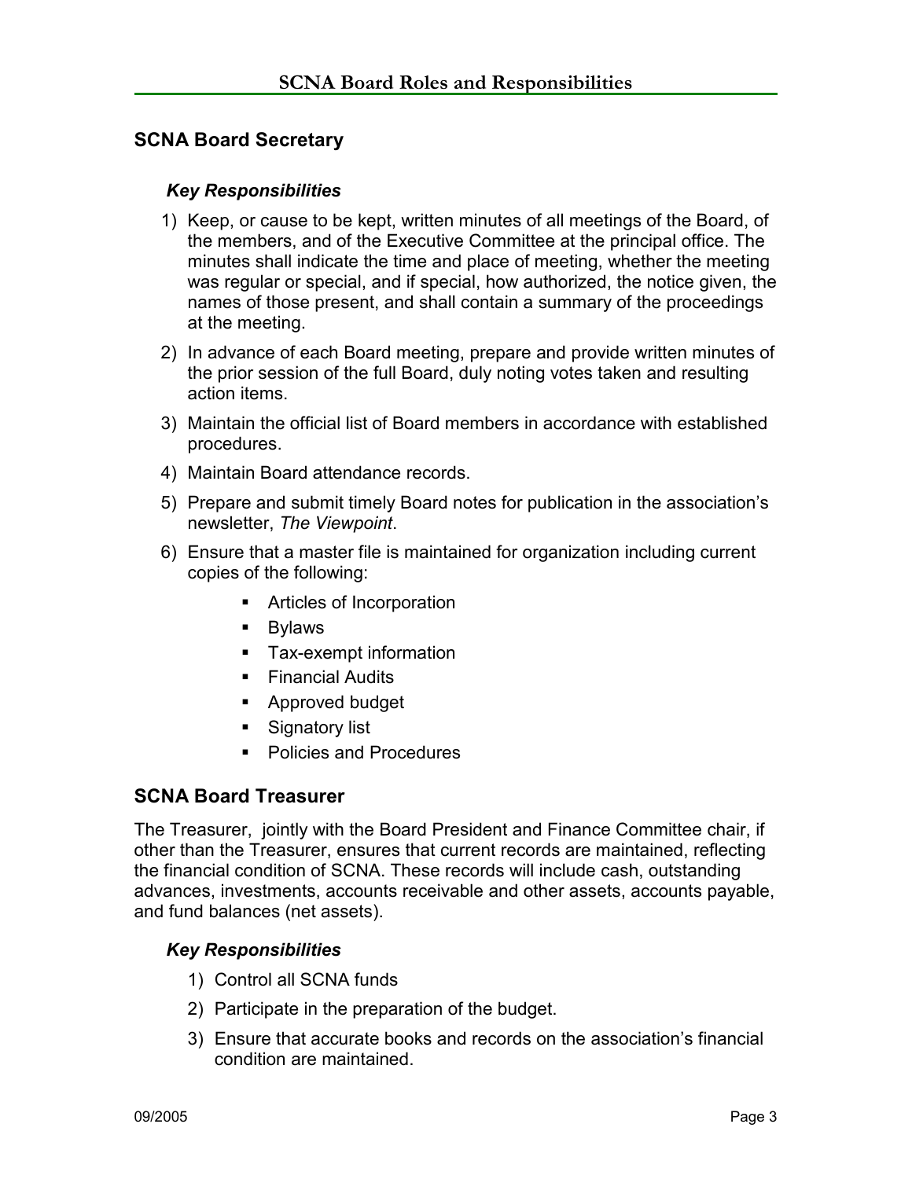## SCNA Board Secretary

### *Key Responsibilities*

1) Keep, or cause to be kept, written minutes of all meetings of the Board, of the members, and of the Executive Committee at the principal office. The minutes shall indicate the time and place of meeting, whether the meeting was regular or special, and if special, how authorized, the notice given, the names of those present, and shall contain a summary of the proceedings at the meeting.
2) In advance of each Board meeting, prepare and provide written minutes of the prior session of the full Board, duly noting votes taken and resulting action items.
3) Maintain the official list of Board members in accordance with established procedures.
4) Maintain Board attendance records.
5) Prepare and submit timely Board notes for publication in the association's newsletter, *The Viewpoint*.
6) Ensure that a master file is maintained for organization including current copies of the following:
   - Articles of Incorporation
   - Bylaws
   - Tax-exempt information
   - Financial Audits
   - Approved budget
   - Signatory list
   - Policies and Procedures

## SCNA Board Treasurer

The Treasurer, jointly with the Board President and Finance Committee chair, if other than the Treasurer, ensures that current records are maintained, reflecting the financial condition of SCNA. These records will include cash, outstanding advances, investments, accounts receivable and other assets, accounts payable, and fund balances (net assets).

### *Key Responsibilities*

1) Control all SCNA funds
2) Participate in the preparation of the budget.
3) Ensure that accurate books and records on the association's financial condition are maintained.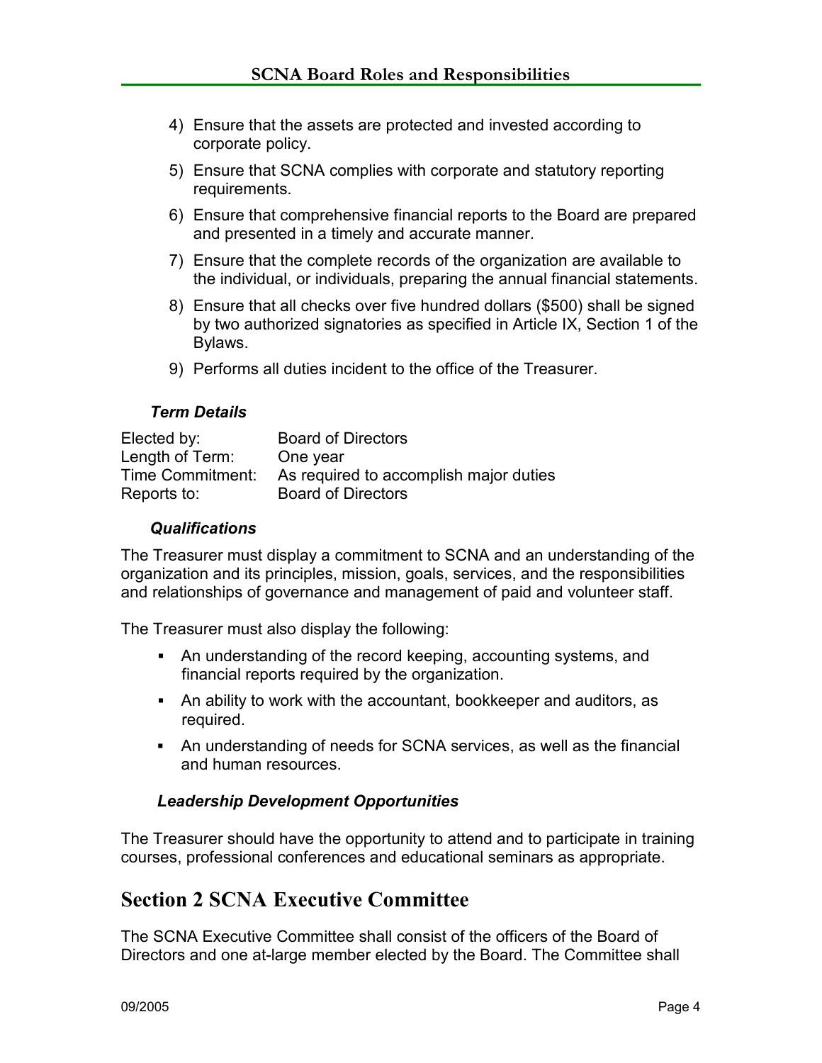4) Ensure that the assets are protected and invested according to corporate policy.
5) Ensure that SCNA complies with corporate and statutory reporting requirements.
6) Ensure that comprehensive financial reports to the Board are prepared and presented in a timely and accurate manner.
7) Ensure that the complete records of the organization are available to the individual, or individuals, preparing the annual financial statements.
8) Ensure that all checks over five hundred dollars ($500) shall be signed by two authorized signatories as specified in Article IX, Section 1 of the Bylaws.
9) Performs all duties incident to the office of the Treasurer.

### *Term Details*

| | |
|---|---|
| Elected by: | Board of Directors |
| Length of Term: | One year |
| Time Commitment: | As required to accomplish major duties |
| Reports to: | Board of Directors |

### *Qualifications*

The Treasurer must display a commitment to SCNA and an understanding of the organization and its principles, mission, goals, services, and the responsibilities and relationships of governance and management of paid and volunteer staff.

The Treasurer must also display the following:

- An understanding of the record keeping, accounting systems, and financial reports required by the organization.
- An ability to work with the accountant, bookkeeper and auditors, as required.
- An understanding of needs for SCNA services, as well as the financial and human resources.

### *Leadership Development Opportunities*

The Treasurer should have the opportunity to attend and to participate in training courses, professional conferences and educational seminars as appropriate.

## Section 2 SCNA Executive Committee

The SCNA Executive Committee shall consist of the officers of the Board of Directors and one at-large member elected by the Board. The Committee shall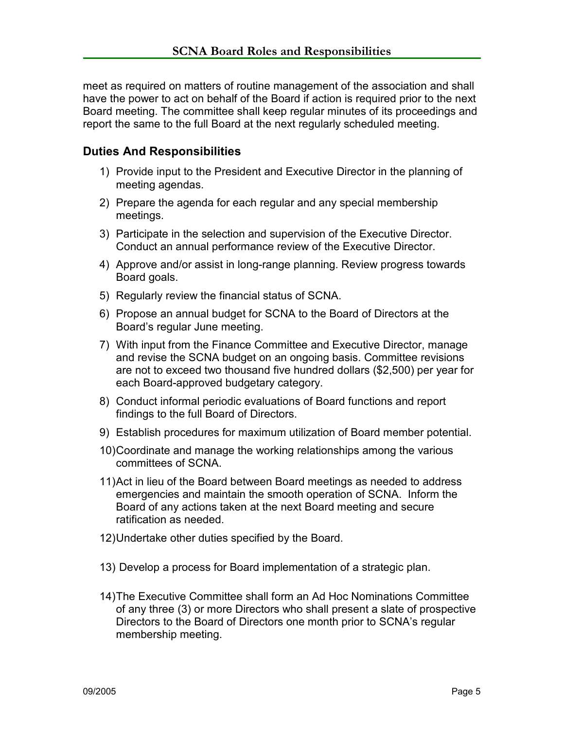meet as required on matters of routine management of the association and shall have the power to act on behalf of the Board if action is required prior to the next Board meeting. The committee shall keep regular minutes of its proceedings and report the same to the full Board at the next regularly scheduled meeting.

## Duties And Responsibilities

1) Provide input to the President and Executive Director in the planning of meeting agendas.
2) Prepare the agenda for each regular and any special membership meetings.
3) Participate in the selection and supervision of the Executive Director. Conduct an annual performance review of the Executive Director.
4) Approve and/or assist in long-range planning. Review progress towards Board goals.
5) Regularly review the financial status of SCNA.
6) Propose an annual budget for SCNA to the Board of Directors at the Board's regular June meeting.
7) With input from the Finance Committee and Executive Director, manage and revise the SCNA budget on an ongoing basis. Committee revisions are not to exceed two thousand five hundred dollars ($2,500) per year for each Board-approved budgetary category.
8) Conduct informal periodic evaluations of Board functions and report findings to the full Board of Directors.
9) Establish procedures for maximum utilization of Board member potential.
10) Coordinate and manage the working relationships among the various committees of SCNA.
11) Act in lieu of the Board between Board meetings as needed to address emergencies and maintain the smooth operation of SCNA. Inform the Board of any actions taken at the next Board meeting and secure ratification as needed.
12) Undertake other duties specified by the Board.
13) Develop a process for Board implementation of a strategic plan.
14) The Executive Committee shall form an Ad Hoc Nominations Committee of any three (3) or more Directors who shall present a slate of prospective Directors to the Board of Directors one month prior to SCNA's regular membership meeting.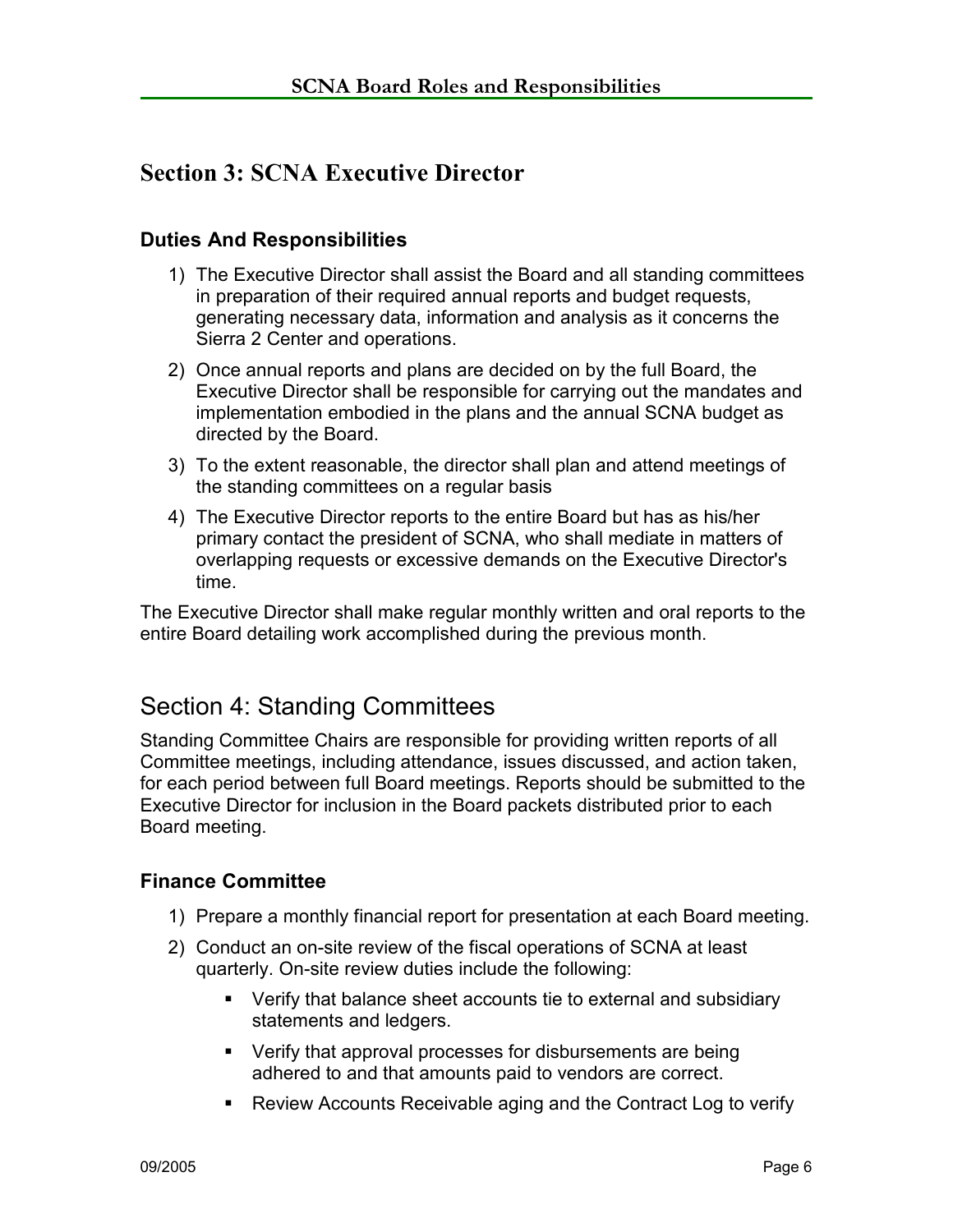## Section 3: SCNA Executive Director

### Duties And Responsibilities

1) The Executive Director shall assist the Board and all standing committees in preparation of their required annual reports and budget requests, generating necessary data, information and analysis as it concerns the Sierra 2 Center and operations.
2) Once annual reports and plans are decided on by the full Board, the Executive Director shall be responsible for carrying out the mandates and implementation embodied in the plans and the annual SCNA budget as directed by the Board.
3) To the extent reasonable, the director shall plan and attend meetings of the standing committees on a regular basis
4) The Executive Director reports to the entire Board but has as his/her primary contact the president of SCNA, who shall mediate in matters of overlapping requests or excessive demands on the Executive Director's time.

The Executive Director shall make regular monthly written and oral reports to the entire Board detailing work accomplished during the previous month.

## Section 4: Standing Committees

Standing Committee Chairs are responsible for providing written reports of all Committee meetings, including attendance, issues discussed, and action taken, for each period between full Board meetings. Reports should be submitted to the Executive Director for inclusion in the Board packets distributed prior to each Board meeting.

### Finance Committee

1) Prepare a monthly financial report for presentation at each Board meeting.
2) Conduct an on-site review of the fiscal operations of SCNA at least quarterly. On-site review duties include the following:
   - Verify that balance sheet accounts tie to external and subsidiary statements and ledgers.
   - Verify that approval processes for disbursements are being adhered to and that amounts paid to vendors are correct.
   - Review Accounts Receivable aging and the Contract Log to verify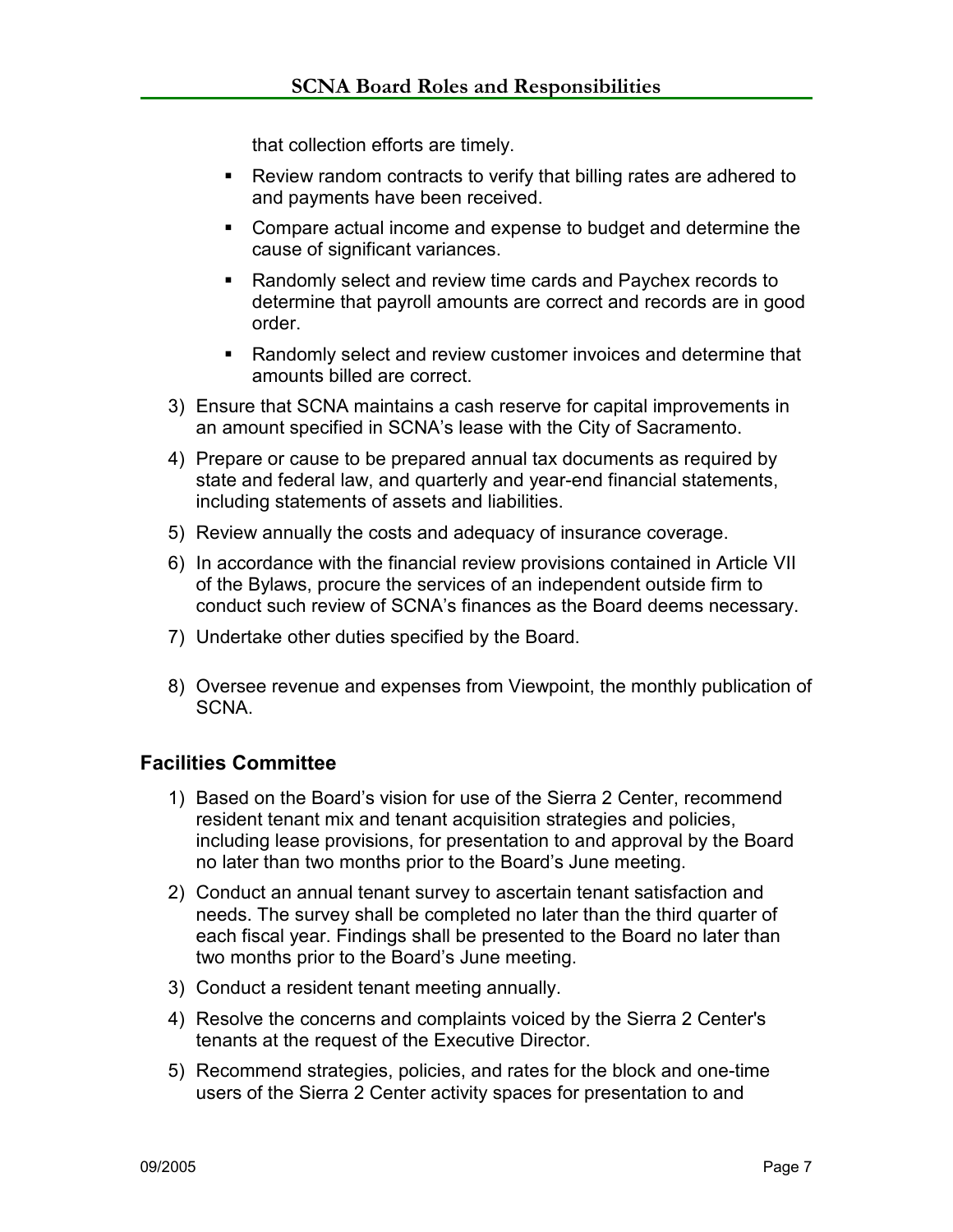that collection efforts are timely.

- Review random contracts to verify that billing rates are adhered to and payments have been received.
- Compare actual income and expense to budget and determine the cause of significant variances.
- Randomly select and review time cards and Paychex records to determine that payroll amounts are correct and records are in good order.
- Randomly select and review customer invoices and determine that amounts billed are correct.

3) Ensure that SCNA maintains a cash reserve for capital improvements in an amount specified in SCNA's lease with the City of Sacramento.
4) Prepare or cause to be prepared annual tax documents as required by state and federal law, and quarterly and year-end financial statements, including statements of assets and liabilities.
5) Review annually the costs and adequacy of insurance coverage.
6) In accordance with the financial review provisions contained in Article VII of the Bylaws, procure the services of an independent outside firm to conduct such review of SCNA's finances as the Board deems necessary.
7) Undertake other duties specified by the Board.
8) Oversee revenue and expenses from Viewpoint, the monthly publication of SCNA.

### Facilities Committee

1) Based on the Board's vision for use of the Sierra 2 Center, recommend resident tenant mix and tenant acquisition strategies and policies, including lease provisions, for presentation to and approval by the Board no later than two months prior to the Board's June meeting.
2) Conduct an annual tenant survey to ascertain tenant satisfaction and needs. The survey shall be completed no later than the third quarter of each fiscal year. Findings shall be presented to the Board no later than two months prior to the Board's June meeting.
3) Conduct a resident tenant meeting annually.
4) Resolve the concerns and complaints voiced by the Sierra 2 Center's tenants at the request of the Executive Director.
5) Recommend strategies, policies, and rates for the block and one-time users of the Sierra 2 Center activity spaces for presentation to and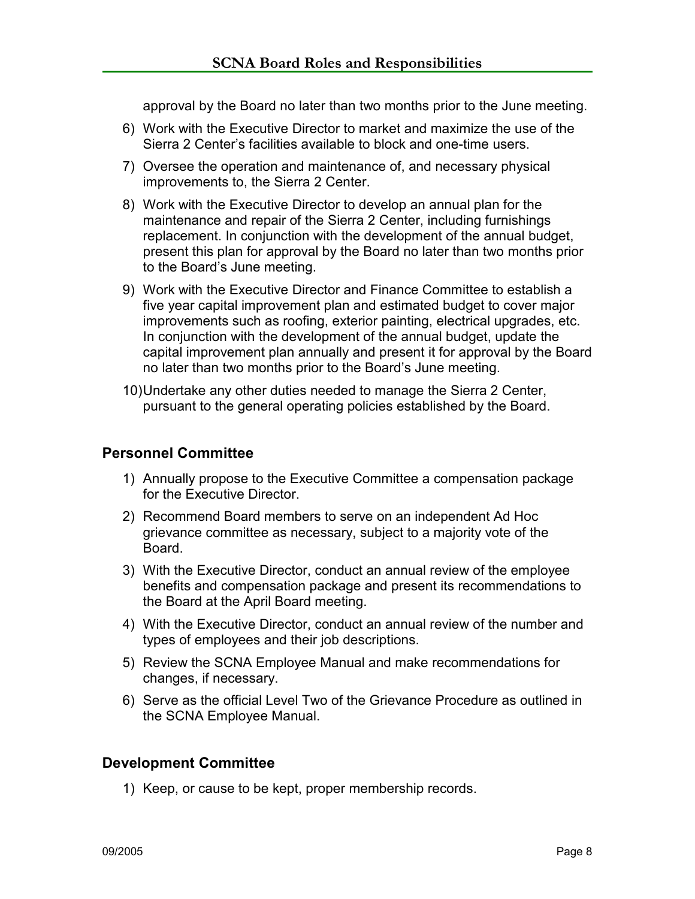approval by the Board no later than two months prior to the June meeting.

6) Work with the Executive Director to market and maximize the use of the Sierra 2 Center's facilities available to block and one-time users.
7) Oversee the operation and maintenance of, and necessary physical improvements to, the Sierra 2 Center.
8) Work with the Executive Director to develop an annual plan for the maintenance and repair of the Sierra 2 Center, including furnishings replacement. In conjunction with the development of the annual budget, present this plan for approval by the Board no later than two months prior to the Board's June meeting.
9) Work with the Executive Director and Finance Committee to establish a five year capital improvement plan and estimated budget to cover major improvements such as roofing, exterior painting, electrical upgrades, etc. In conjunction with the development of the annual budget, update the capital improvement plan annually and present it for approval by the Board no later than two months prior to the Board's June meeting.
10) Undertake any other duties needed to manage the Sierra 2 Center, pursuant to the general operating policies established by the Board.

## Personnel Committee

1) Annually propose to the Executive Committee a compensation package for the Executive Director.
2) Recommend Board members to serve on an independent Ad Hoc grievance committee as necessary, subject to a majority vote of the Board.
3) With the Executive Director, conduct an annual review of the employee benefits and compensation package and present its recommendations to the Board at the April Board meeting.
4) With the Executive Director, conduct an annual review of the number and types of employees and their job descriptions.
5) Review the SCNA Employee Manual and make recommendations for changes, if necessary.
6) Serve as the official Level Two of the Grievance Procedure as outlined in the SCNA Employee Manual.

## Development Committee

1) Keep, or cause to be kept, proper membership records.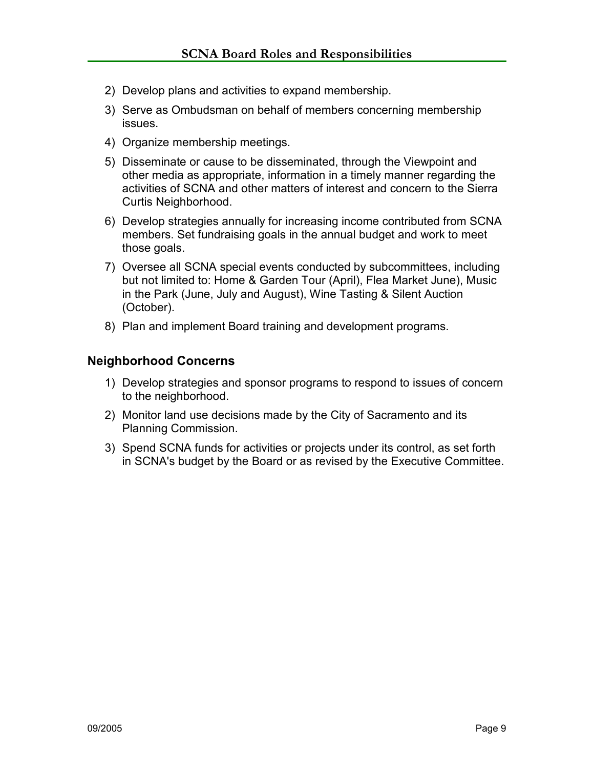2) Develop plans and activities to expand membership.
3) Serve as Ombudsman on behalf of members concerning membership issues.
4) Organize membership meetings.
5) Disseminate or cause to be disseminated, through the Viewpoint and other media as appropriate, information in a timely manner regarding the activities of SCNA and other matters of interest and concern to the Sierra Curtis Neighborhood.
6) Develop strategies annually for increasing income contributed from SCNA members. Set fundraising goals in the annual budget and work to meet those goals.
7) Oversee all SCNA special events conducted by subcommittees, including but not limited to: Home & Garden Tour (April), Flea Market June), Music in the Park (June, July and August), Wine Tasting & Silent Auction (October).
8) Plan and implement Board training and development programs.

## Neighborhood Concerns

1) Develop strategies and sponsor programs to respond to issues of concern to the neighborhood.
2) Monitor land use decisions made by the City of Sacramento and its Planning Commission.
3) Spend SCNA funds for activities or projects under its control, as set forth in SCNA's budget by the Board or as revised by the Executive Committee.